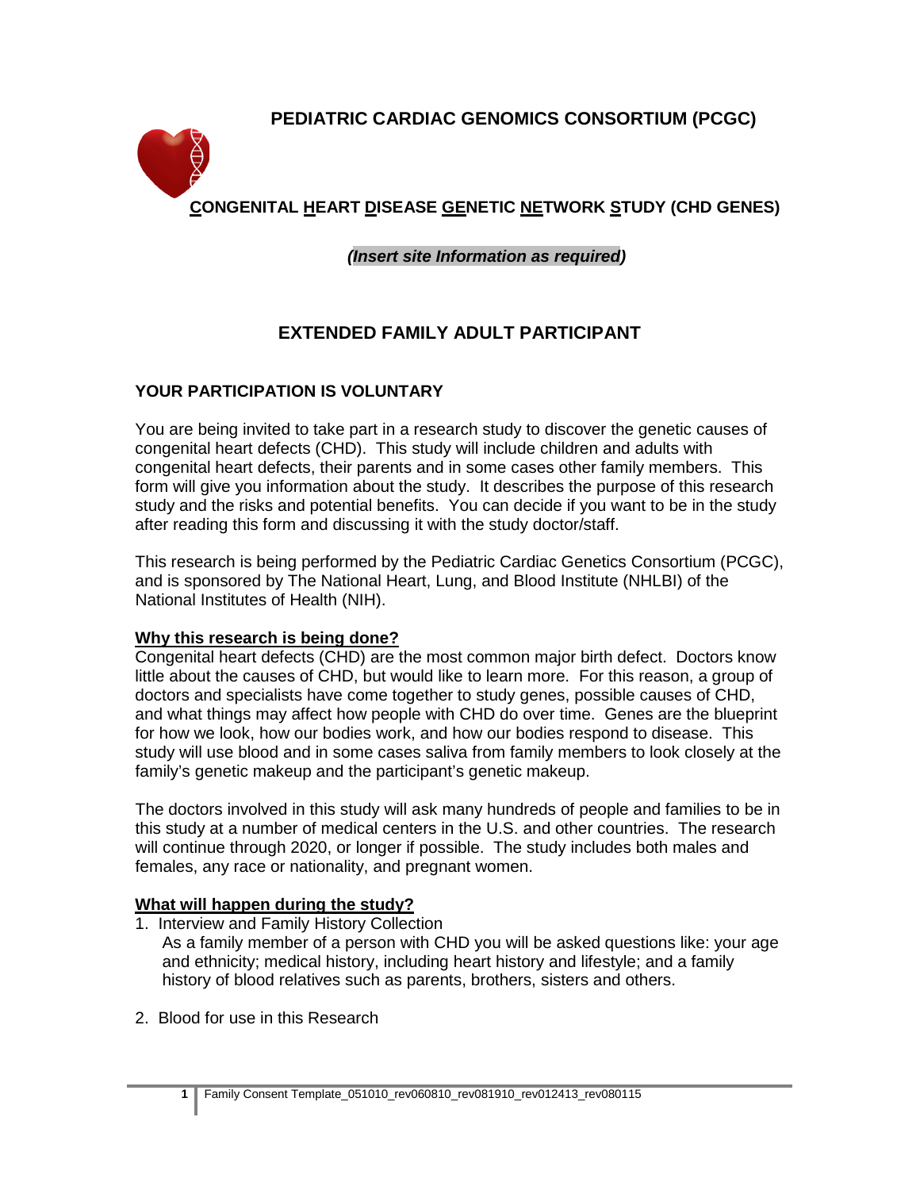# PEDIATRIC CARDIAC GENOMICS CONSORTIUM (PCGC)

## CONGENITAL HEART DISEASE GENETIC NETWORK STUDY (CHD GENES)

***(Insert site Information as required)***

## EXTENDED FAMILY ADULT PARTICIPANT

### YOUR PARTICIPATION IS VOLUNTARY

You are being invited to take part in a research study to discover the genetic causes of congenital heart defects (CHD). This study will include children and adults with congenital heart defects, their parents and in some cases other family members. This form will give you information about the study. It describes the purpose of this research study and the risks and potential benefits. You can decide if you want to be in the study after reading this form and discussing it with the study doctor/staff.

This research is being performed by the Pediatric Cardiac Genetics Consortium (PCGC), and is sponsored by The National Heart, Lung, and Blood Institute (NHLBI) of the National Institutes of Health (NIH).

**Why this research is being done?**

Congenital heart defects (CHD) are the most common major birth defect. Doctors know little about the causes of CHD, but would like to learn more. For this reason, a group of doctors and specialists have come together to study genes, possible causes of CHD, and what things may affect how people with CHD do over time. Genes are the blueprint for how we look, how our bodies work, and how our bodies respond to disease. This study will use blood and in some cases saliva from family members to look closely at the family's genetic makeup and the participant's genetic makeup.

The doctors involved in this study will ask many hundreds of people and families to be in this study at a number of medical centers in the U.S. and other countries. The research will continue through 2020, or longer if possible. The study includes both males and females, any race or nationality, and pregnant women.

**What will happen during the study?**

1. Interview and Family History Collection
   As a family member of a person with CHD you will be asked questions like: your age and ethnicity; medical history, including heart history and lifestyle; and a family history of blood relatives such as parents, brothers, sisters and others.

2. Blood for use in this Research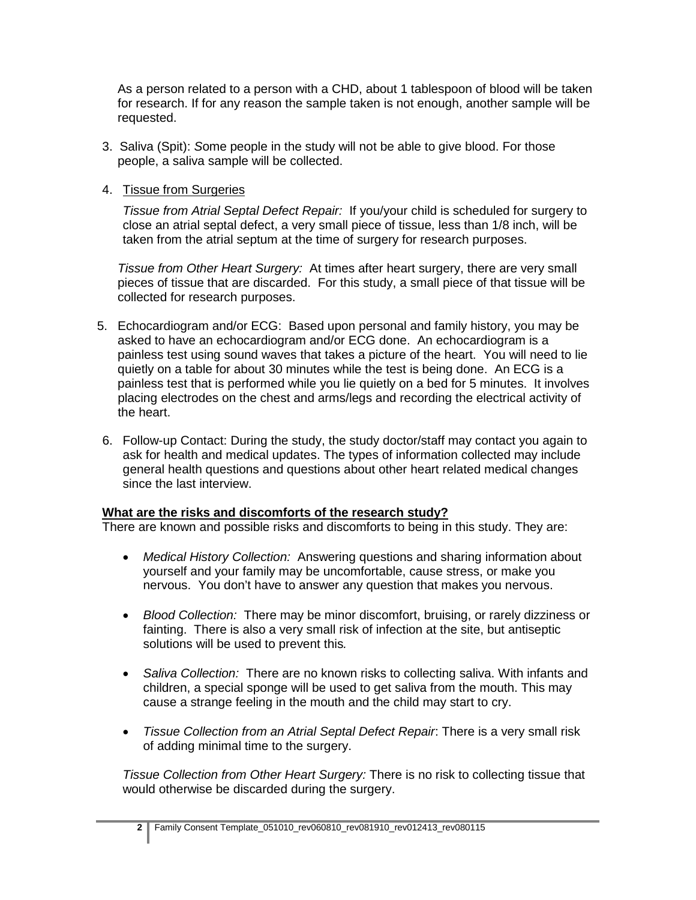As a person related to a person with a CHD, about 1 tablespoon of blood will be taken for research. If for any reason the sample taken is not enough, another sample will be requested.

3. Saliva (Spit): *S*ome people in the study will not be able to give blood. For those people, a saliva sample will be collected.

4. <u>Tissue from Surgeries</u>

   *Tissue from Atrial Septal Defect Repair:* If you/your child is scheduled for surgery to close an atrial septal defect, a very small piece of tissue, less than 1/8 inch, will be taken from the atrial septum at the time of surgery for research purposes.

   *Tissue from Other Heart Surgery:* At times after heart surgery, there are very small pieces of tissue that are discarded. For this study, a small piece of that tissue will be collected for research purposes.

5. Echocardiogram and/or ECG: Based upon personal and family history, you may be asked to have an echocardiogram and/or ECG done. An echocardiogram is a painless test using sound waves that takes a picture of the heart. You will need to lie quietly on a table for about 30 minutes while the test is being done. An ECG is a painless test that is performed while you lie quietly on a bed for 5 minutes. It involves placing electrodes on the chest and arms/legs and recording the electrical activity of the heart.

6. Follow-up Contact: During the study, the study doctor/staff may contact you again to ask for health and medical updates. The types of information collected may include general health questions and questions about other heart related medical changes since the last interview.

**<u>What are the risks and discomforts of the research study?</u>**

There are known and possible risks and discomforts to being in this study. They are:

- *Medical History Collection:* Answering questions and sharing information about yourself and your family may be uncomfortable, cause stress, or make you nervous. You don't have to answer any question that makes you nervous.

- *Blood Collection:* There may be minor discomfort, bruising, or rarely dizziness or fainting. There is also a very small risk of infection at the site, but antiseptic solutions will be used to prevent this*.*

- *Saliva Collection:* There are no known risks to collecting saliva. With infants and children, a special sponge will be used to get saliva from the mouth. This may cause a strange feeling in the mouth and the child may start to cry.

- *Tissue Collection from an Atrial Septal Defect Repair*: There is a very small risk of adding minimal time to the surgery.

  *Tissue Collection from Other Heart Surgery:* There is no risk to collecting tissue that would otherwise be discarded during the surgery.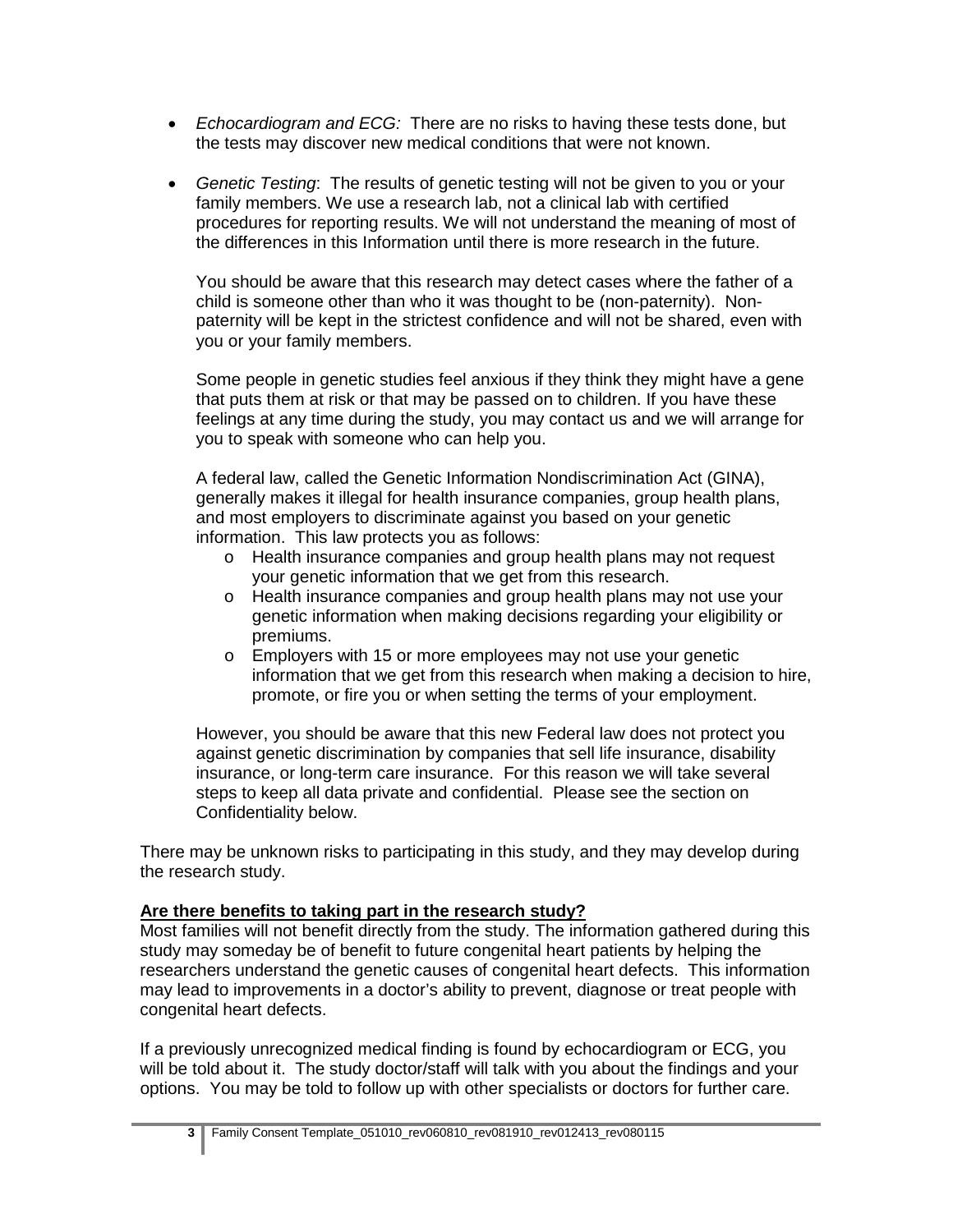- *Echocardiogram and ECG:* There are no risks to having these tests done, but the tests may discover new medical conditions that were not known.

- *Genetic Testing*: The results of genetic testing will not be given to you or your family members. We use a research lab, not a clinical lab with certified procedures for reporting results. We will not understand the meaning of most of the differences in this Information until there is more research in the future.

  You should be aware that this research may detect cases where the father of a child is someone other than who it was thought to be (non-paternity). Non-paternity will be kept in the strictest confidence and will not be shared, even with you or your family members.

  Some people in genetic studies feel anxious if they think they might have a gene that puts them at risk or that may be passed on to children. If you have these feelings at any time during the study, you may contact us and we will arrange for you to speak with someone who can help you.

  A federal law, called the Genetic Information Nondiscrimination Act (GINA), generally makes it illegal for health insurance companies, group health plans, and most employers to discriminate against you based on your genetic information. This law protects you as follows:
  - Health insurance companies and group health plans may not request your genetic information that we get from this research.
  - Health insurance companies and group health plans may not use your genetic information when making decisions regarding your eligibility or premiums.
  - Employers with 15 or more employees may not use your genetic information that we get from this research when making a decision to hire, promote, or fire you or when setting the terms of your employment.

  However, you should be aware that this new Federal law does not protect you against genetic discrimination by companies that sell life insurance, disability insurance, or long-term care insurance. For this reason we will take several steps to keep all data private and confidential. Please see the section on Confidentiality below.

There may be unknown risks to participating in this study, and they may develop during the research study.

**<u>Are there benefits to taking part in the research study?</u>**

Most families will not benefit directly from the study. The information gathered during this study may someday be of benefit to future congenital heart patients by helping the researchers understand the genetic causes of congenital heart defects. This information may lead to improvements in a doctor's ability to prevent, diagnose or treat people with congenital heart defects.

If a previously unrecognized medical finding is found by echocardiogram or ECG, you will be told about it. The study doctor/staff will talk with you about the findings and your options. You may be told to follow up with other specialists or doctors for further care.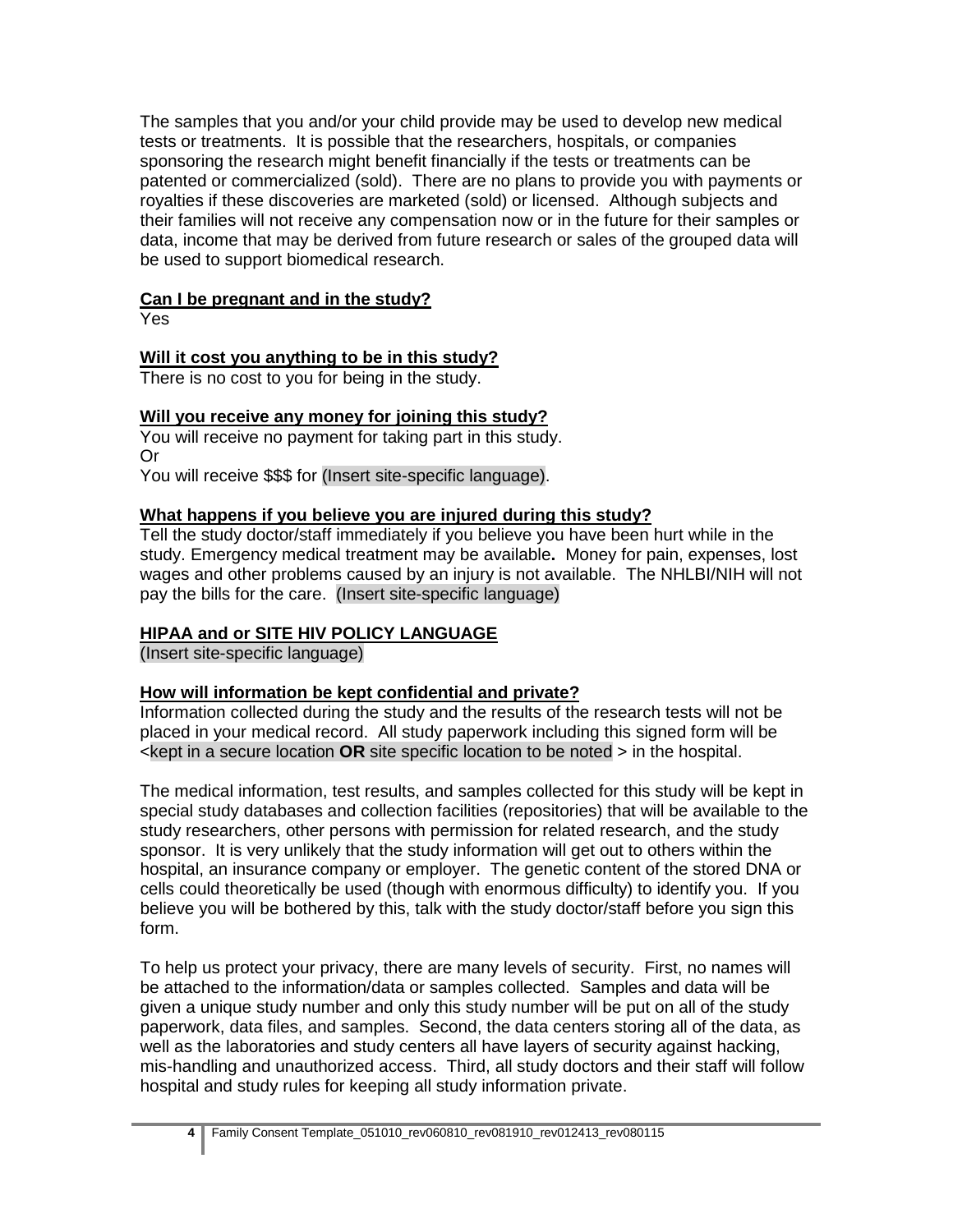The samples that you and/or your child provide may be used to develop new medical tests or treatments. It is possible that the researchers, hospitals, or companies sponsoring the research might benefit financially if the tests or treatments can be patented or commercialized (sold). There are no plans to provide you with payments or royalties if these discoveries are marketed (sold) or licensed. Although subjects and their families will not receive any compensation now or in the future for their samples or data, income that may be derived from future research or sales of the grouped data will be used to support biomedical research.

**Can I be pregnant and in the study?**

Yes

**Will it cost you anything to be in this study?**

There is no cost to you for being in the study.

**Will you receive any money for joining this study?**

You will receive no payment for taking part in this study.
Or
You will receive $$$ for (Insert site-specific language).

**What happens if you believe you are injured during this study?**

Tell the study doctor/staff immediately if you believe you have been hurt while in the study. Emergency medical treatment may be available**.** Money for pain, expenses, lost wages and other problems caused by an injury is not available. The NHLBI/NIH will not pay the bills for the care. (Insert site-specific language)

**HIPAA and or SITE HIV POLICY LANGUAGE**

(Insert site-specific language)

**How will information be kept confidential and private?**

Information collected during the study and the results of the research tests will not be placed in your medical record. All study paperwork including this signed form will be <kept in a secure location **OR** site specific location to be noted > in the hospital.

The medical information, test results, and samples collected for this study will be kept in special study databases and collection facilities (repositories) that will be available to the study researchers, other persons with permission for related research, and the study sponsor. It is very unlikely that the study information will get out to others within the hospital, an insurance company or employer. The genetic content of the stored DNA or cells could theoretically be used (though with enormous difficulty) to identify you. If you believe you will be bothered by this, talk with the study doctor/staff before you sign this form.

To help us protect your privacy, there are many levels of security. First, no names will be attached to the information/data or samples collected. Samples and data will be given a unique study number and only this study number will be put on all of the study paperwork, data files, and samples. Second, the data centers storing all of the data, as well as the laboratories and study centers all have layers of security against hacking, mis-handling and unauthorized access. Third, all study doctors and their staff will follow hospital and study rules for keeping all study information private.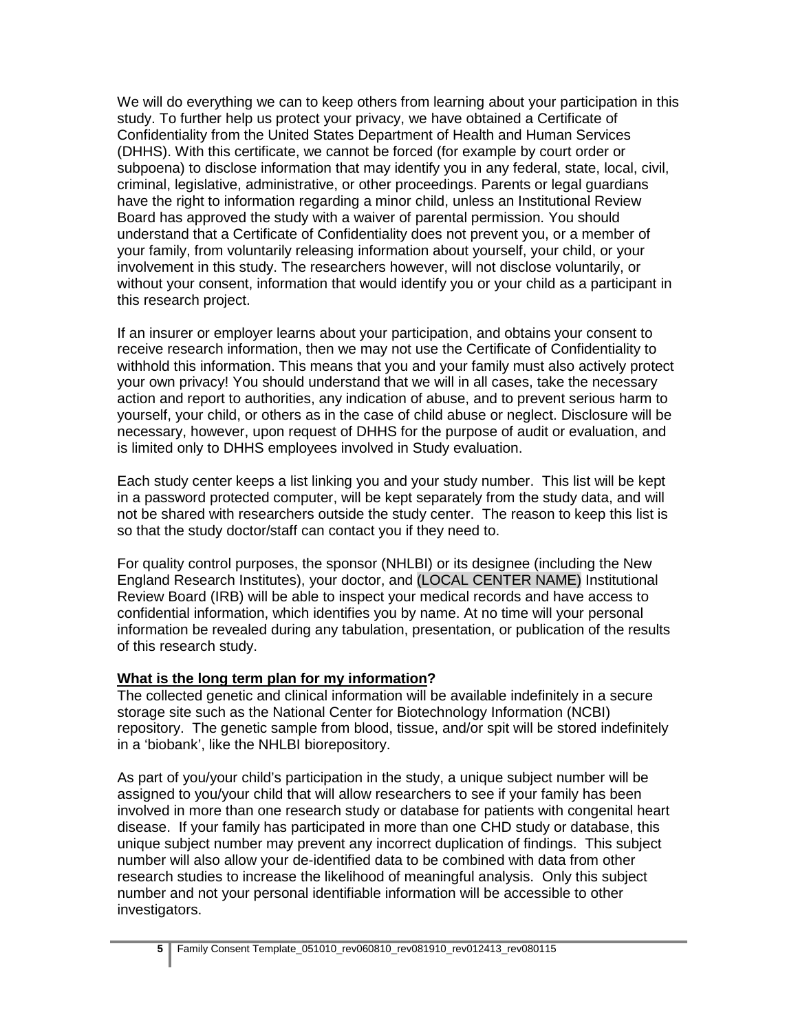We will do everything we can to keep others from learning about your participation in this study. To further help us protect your privacy, we have obtained a Certificate of Confidentiality from the United States Department of Health and Human Services (DHHS). With this certificate, we cannot be forced (for example by court order or subpoena) to disclose information that may identify you in any federal, state, local, civil, criminal, legislative, administrative, or other proceedings. Parents or legal guardians have the right to information regarding a minor child, unless an Institutional Review Board has approved the study with a waiver of parental permission. You should understand that a Certificate of Confidentiality does not prevent you, or a member of your family, from voluntarily releasing information about yourself, your child, or your involvement in this study. The researchers however, will not disclose voluntarily, or without your consent, information that would identify you or your child as a participant in this research project.

If an insurer or employer learns about your participation, and obtains your consent to receive research information, then we may not use the Certificate of Confidentiality to withhold this information. This means that you and your family must also actively protect your own privacy! You should understand that we will in all cases, take the necessary action and report to authorities, any indication of abuse, and to prevent serious harm to yourself, your child, or others as in the case of child abuse or neglect. Disclosure will be necessary, however, upon request of DHHS for the purpose of audit or evaluation, and is limited only to DHHS employees involved in Study evaluation.

Each study center keeps a list linking you and your study number. This list will be kept in a password protected computer, will be kept separately from the study data, and will not be shared with researchers outside the study center. The reason to keep this list is so that the study doctor/staff can contact you if they need to.

For quality control purposes, the sponsor (NHLBI) or its designee (including the New England Research Institutes), your doctor, and (LOCAL CENTER NAME) Institutional Review Board (IRB) will be able to inspect your medical records and have access to confidential information, which identifies you by name. At no time will your personal information be revealed during any tabulation, presentation, or publication of the results of this research study.

**What is the long term plan for my information?**

The collected genetic and clinical information will be available indefinitely in a secure storage site such as the National Center for Biotechnology Information (NCBI) repository. The genetic sample from blood, tissue, and/or spit will be stored indefinitely in a 'biobank', like the NHLBI biorepository.

As part of you/your child's participation in the study, a unique subject number will be assigned to you/your child that will allow researchers to see if your family has been involved in more than one research study or database for patients with congenital heart disease. If your family has participated in more than one CHD study or database, this unique subject number may prevent any incorrect duplication of findings. This subject number will also allow your de-identified data to be combined with data from other research studies to increase the likelihood of meaningful analysis. Only this subject number and not your personal identifiable information will be accessible to other investigators.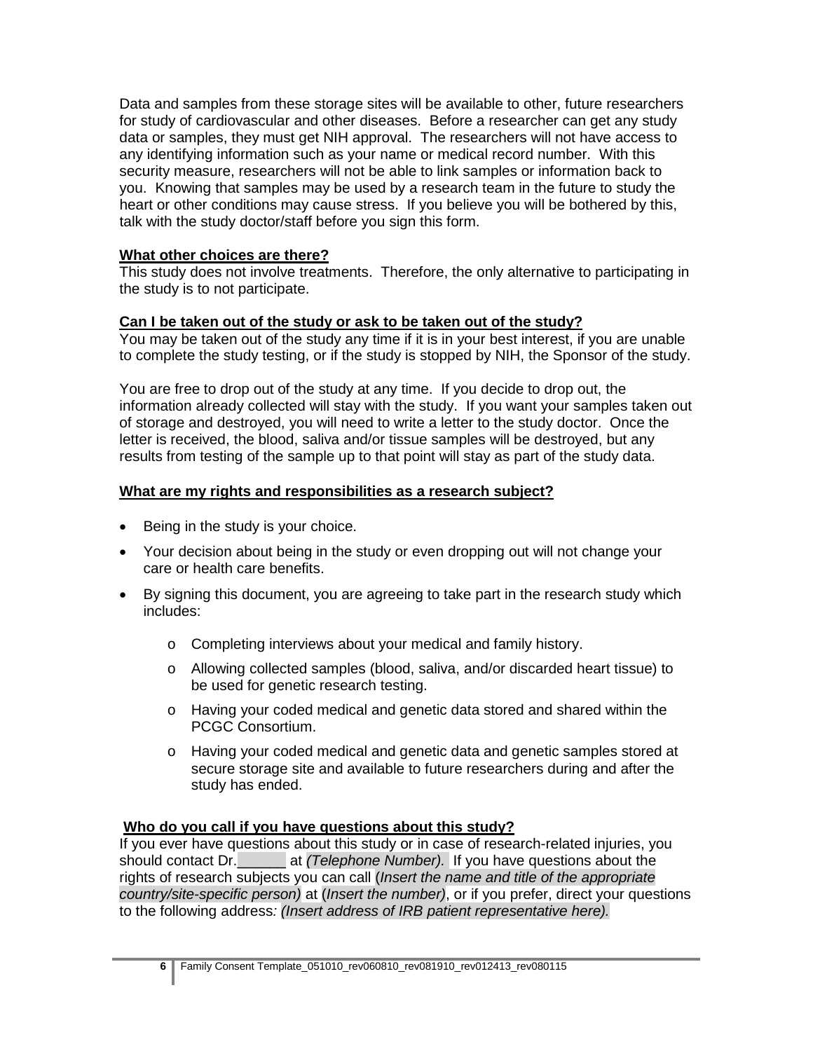Data and samples from these storage sites will be available to other, future researchers for study of cardiovascular and other diseases. Before a researcher can get any study data or samples, they must get NIH approval. The researchers will not have access to any identifying information such as your name or medical record number. With this security measure, researchers will not be able to link samples or information back to you. Knowing that samples may be used by a research team in the future to study the heart or other conditions may cause stress. If you believe you will be bothered by this, talk with the study doctor/staff before you sign this form.

**What other choices are there?**

This study does not involve treatments. Therefore, the only alternative to participating in the study is to not participate.

**Can I be taken out of the study or ask to be taken out of the study?**

You may be taken out of the study any time if it is in your best interest, if you are unable to complete the study testing, or if the study is stopped by NIH, the Sponsor of the study.

You are free to drop out of the study at any time. If you decide to drop out, the information already collected will stay with the study. If you want your samples taken out of storage and destroyed, you will need to write a letter to the study doctor. Once the letter is received, the blood, saliva and/or tissue samples will be destroyed, but any results from testing of the sample up to that point will stay as part of the study data.

**What are my rights and responsibilities as a research subject?**

- Being in the study is your choice.
- Your decision about being in the study or even dropping out will not change your care or health care benefits.
- By signing this document, you are agreeing to take part in the research study which includes:
  - Completing interviews about your medical and family history.
  - Allowing collected samples (blood, saliva, and/or discarded heart tissue) to be used for genetic research testing.
  - Having your coded medical and genetic data stored and shared within the PCGC Consortium.
  - Having your coded medical and genetic data and genetic samples stored at secure storage site and available to future researchers during and after the study has ended.

**Who do you call if you have questions about this study?**

If you ever have questions about this study or in case of research-related injuries, you should contact Dr.______ at *(Telephone Number).* If you have questions about the rights of research subjects you can call (*Insert the name and title of the appropriate country/site-specific person)* at (*Insert the number)*, or if you prefer, direct your questions to the following address*: (Insert address of IRB patient representative here).*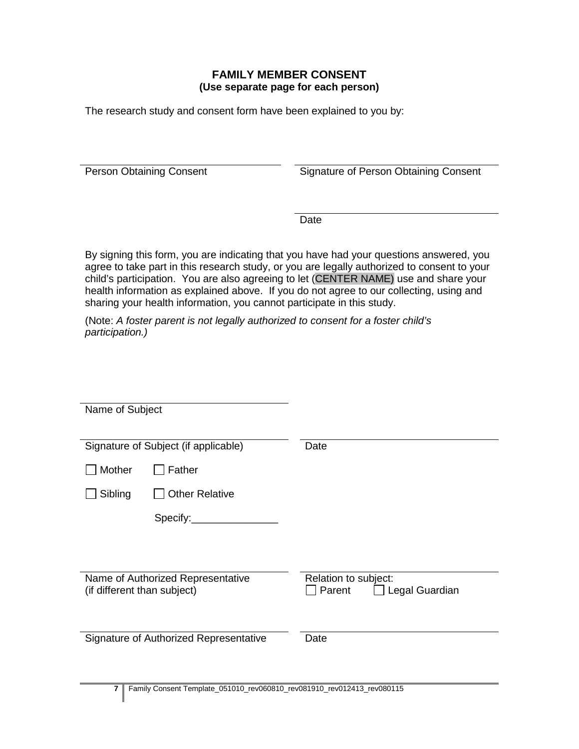**FAMILY MEMBER CONSENT**
**(Use separate page for each person)**

The research study and consent form have been explained to you by:

| | |
|---|---|
| \_\_\_\_\_\_\_\_\_\_\_\_\_\_\_\_\_\_\_\_\_\_\_\_\_\_\_\_\_\_ | \_\_\_\_\_\_\_\_\_\_\_\_\_\_\_\_\_\_\_\_\_\_\_\_\_\_\_\_\_\_ |
| Person Obtaining Consent | Signature of Person Obtaining Consent |
| | \_\_\_\_\_\_\_\_\_\_\_\_\_\_\_\_\_\_\_\_\_\_\_\_\_\_\_\_\_\_ |
| | Date |

By signing this form, you are indicating that you have had your questions answered, you agree to take part in this research study, or you are legally authorized to consent to your child's participation. You are also agreeing to let (CENTER NAME) use and share your health information as explained above. If you do not agree to our collecting, using and sharing your health information, you cannot participate in this study.

(Note: *A foster parent is not legally authorized to consent for a foster child's participation.)*

\_\_\_\_\_\_\_\_\_\_\_\_\_\_\_\_\_\_\_\_\_\_\_\_\_\_\_\_\_\_
Name of Subject

| | |
|---|---|
| \_\_\_\_\_\_\_\_\_\_\_\_\_\_\_\_\_\_\_\_\_\_\_\_\_\_\_\_\_\_ | \_\_\_\_\_\_\_\_\_\_\_\_\_\_\_\_\_\_\_\_\_\_\_\_\_\_\_\_\_\_ |
| Signature of Subject (if applicable) | Date |

☐ Mother ☐ Father

☐ Sibling ☐ Other Relative

Specify:\_\_\_\_\_\_\_\_\_\_\_\_\_\_\_

| | |
|---|---|
| \_\_\_\_\_\_\_\_\_\_\_\_\_\_\_\_\_\_\_\_\_\_\_\_\_\_\_\_\_\_ | \_\_\_\_\_\_\_\_\_\_\_\_\_\_\_\_\_\_\_\_\_\_\_\_\_\_\_\_\_\_ |
| Name of Authorized Representative (if different than subject) | Relation to subject: ☐ Parent ☐ Legal Guardian |
| \_\_\_\_\_\_\_\_\_\_\_\_\_\_\_\_\_\_\_\_\_\_\_\_\_\_\_\_\_\_ | \_\_\_\_\_\_\_\_\_\_\_\_\_\_\_\_\_\_\_\_\_\_\_\_\_\_\_\_\_\_ |
| Signature of Authorized Representative | Date |